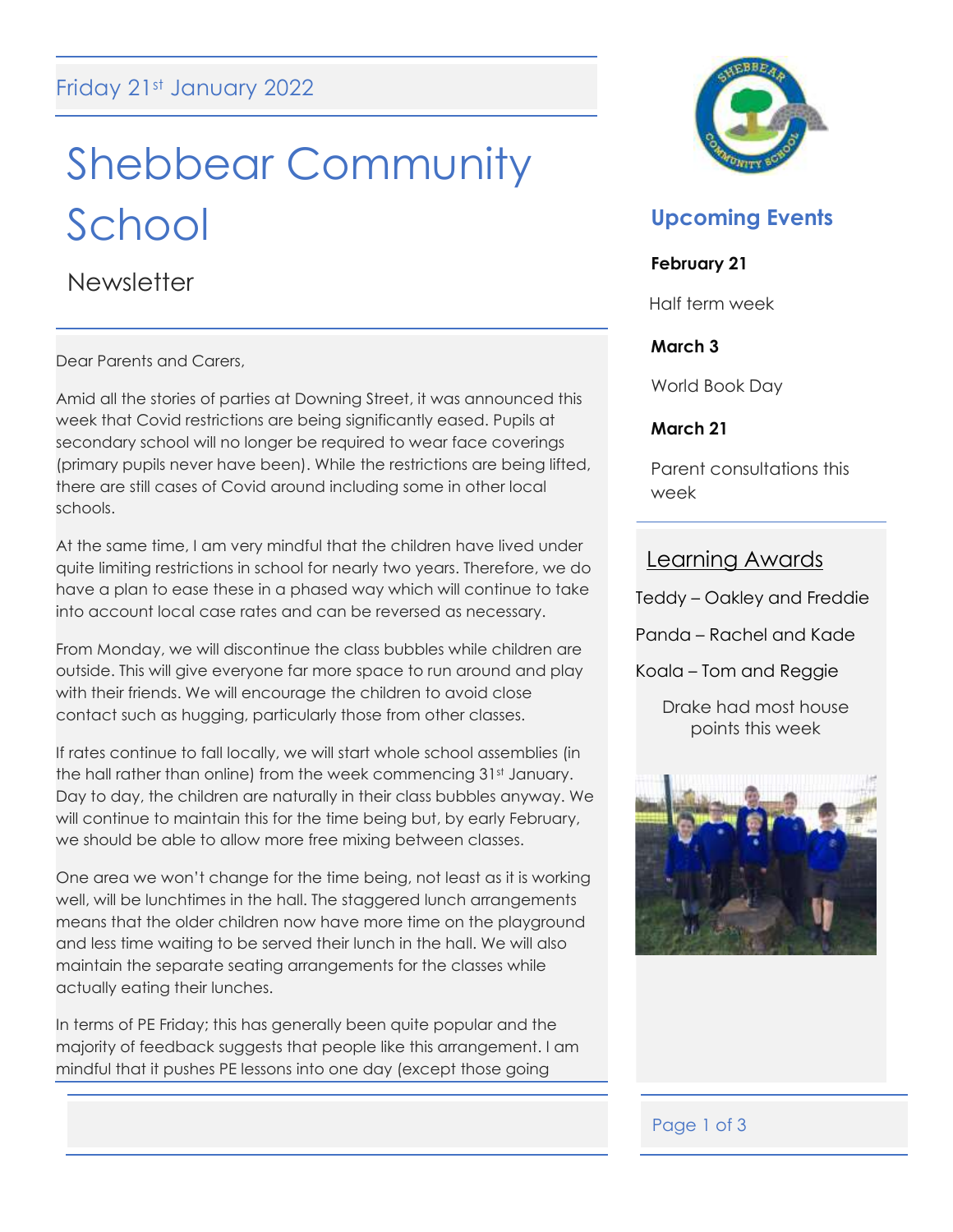Friday 21st January 2022

# Shebbear Community School

## Newsletter

Dear Parents and Carers,

Amid all the stories of parties at Downing Street, it was announced this week that Covid restrictions are being significantly eased. Pupils at secondary school will no longer be required to wear face coverings (primary pupils never have been). While the restrictions are being lifted, there are still cases of Covid around including some in other local schools.

At the same time, I am very mindful that the children have lived under quite limiting restrictions in school for nearly two years. Therefore, we do have a plan to ease these in a phased way which will continue to take into account local case rates and can be reversed as necessary.

From Monday, we will discontinue the class bubbles while children are outside. This will give everyone far more space to run around and play with their friends. We will encourage the children to avoid close contact such as hugging, particularly those from other classes.

If rates continue to fall locally, we will start whole school assemblies (in the hall rather than online) from the week commencing 31st January. Day to day, the children are naturally in their class bubbles anyway. We will continue to maintain this for the time being but, by early February, we should be able to allow more free mixing between classes.

One area we won't change for the time being, not least as it is working well, will be lunchtimes in the hall. The staggered lunch arrangements means that the older children now have more time on the playground and less time waiting to be served their lunch in the hall. We will also maintain the separate seating arrangements for the classes while actually eating their lunches.

In terms of PE Friday; this has generally been quite popular and the majority of feedback suggests that people like this arrangement. I am mindful that it pushes PE lessons into one day (except those going

## Upcoming Events

**February 21**

Half term week

**March 3**

World Book Day

**March 21**

Parent consultations this week

## Learning Awards

Teddy – Oakley and Freddie

Panda – Rachel and Kade

Koala – Tom and Reggie

Drake had most house points this week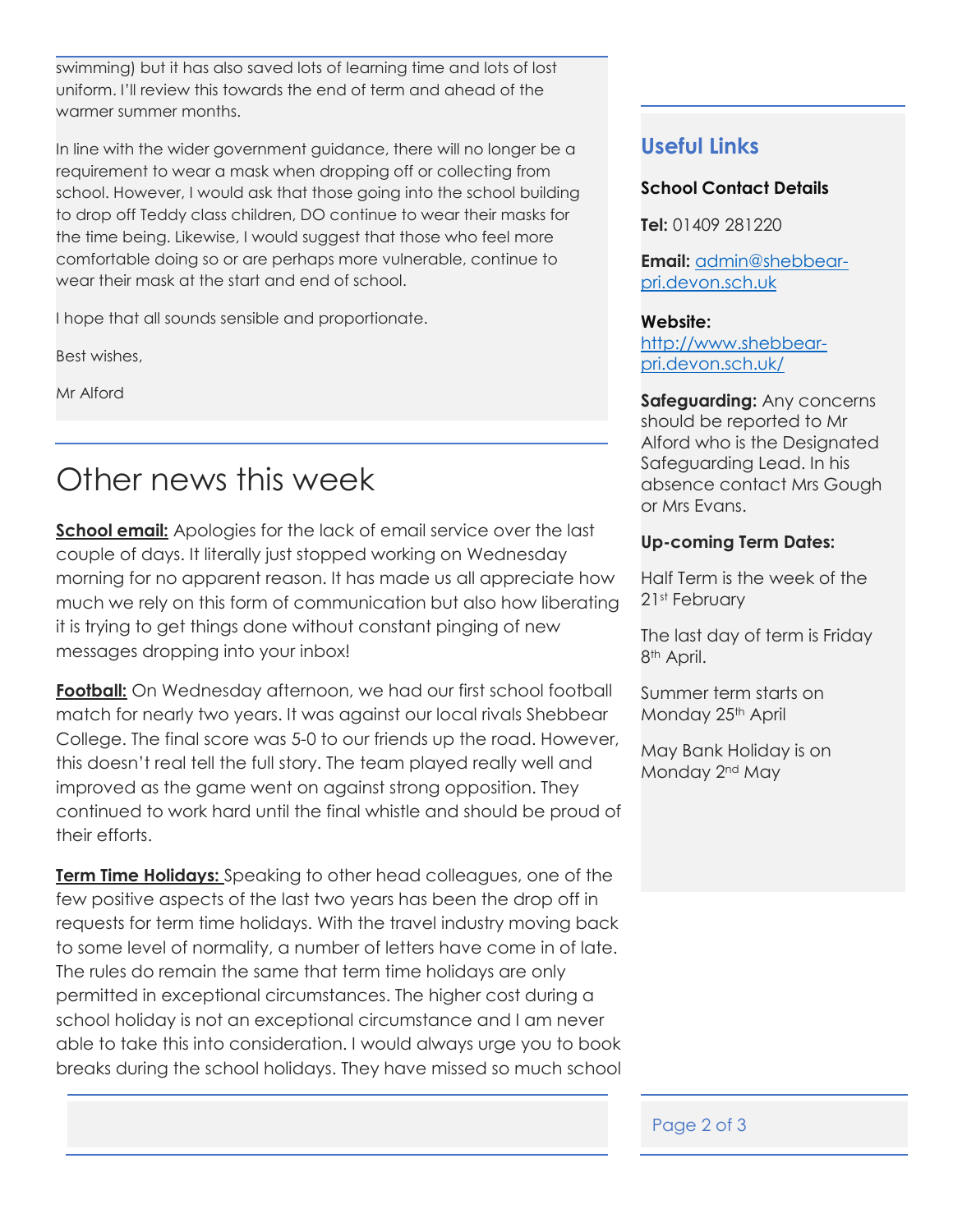swimming) but it has also saved lots of learning time and lots of lost uniform. I'll review this towards the end of term and ahead of the warmer summer months.

In line with the wider government guidance, there will no longer be a requirement to wear a mask when dropping off or collecting from school. However, I would ask that those going into the school building to drop off Teddy class children, DO continue to wear their masks for the time being. Likewise, I would suggest that those who feel more comfortable doing so or are perhaps more vulnerable, continue to wear their mask at the start and end of school.

I hope that all sounds sensible and proportionate.

Best wishes,

Mr Alford

# Other news this week

**School email:** Apologies for the lack of email service over the last couple of days. It literally just stopped working on Wednesday morning for no apparent reason. It has made us all appreciate how much we rely on this form of communication but also how liberating it is trying to get things done without constant pinging of new messages dropping into your inbox!

**Football:** On Wednesday afternoon, we had our first school football match for nearly two years. It was against our local rivals Shebbear College. The final score was 5-0 to our friends up the road. However, this doesn't real tell the full story. The team played really well and improved as the game went on against strong opposition. They continued to work hard until the final whistle and should be proud of their efforts.

**Term Time Holidays:** Speaking to other head colleagues, one of the few positive aspects of the last two years has been the drop off in requests for term time holidays. With the travel industry moving back to some level of normality, a number of letters have come in of late. The rules do remain the same that term time holidays are only permitted in exceptional circumstances. The higher cost during a school holiday is not an exceptional circumstance and I am never able to take this into consideration. I would always urge you to book breaks during the school holidays. They have missed so much school

## Useful Links

**School Contact Details**

**Tel:** 01409 281220

**Email:** admin@shebbear-pri.devon.sch.uk

**Website:** http://www.shebbear-pri.devon.sch.uk/

**Safeguarding:** Any concerns should be reported to Mr Alford who is the Designated Safeguarding Lead. In his absence contact Mrs Gough or Mrs Evans.

**Up-coming Term Dates:**

Half Term is the week of the 21st February

The last day of term is Friday 8th April.

Summer term starts on Monday 25th April

May Bank Holiday is on Monday 2nd May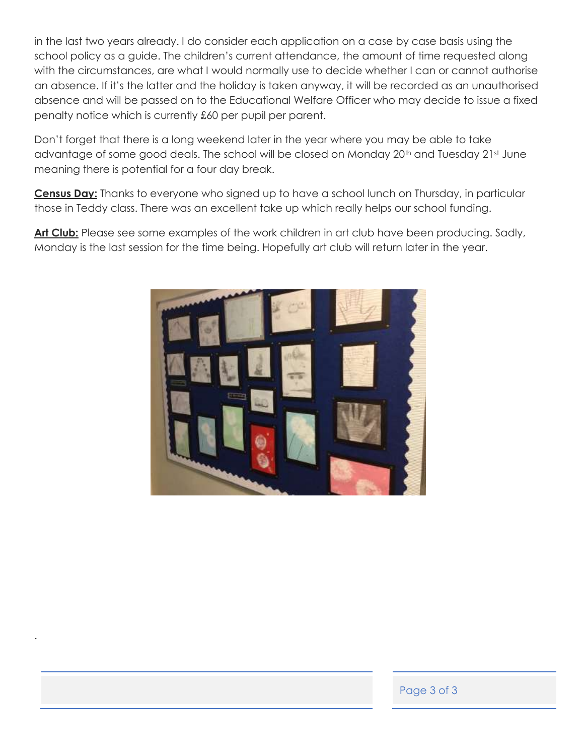in the last two years already. I do consider each application on a case by case basis using the school policy as a guide. The children's current attendance, the amount of time requested along with the circumstances, are what I would normally use to decide whether I can or cannot authorise an absence. If it's the latter and the holiday is taken anyway, it will be recorded as an unauthorised absence and will be passed on to the Educational Welfare Officer who may decide to issue a fixed penalty notice which is currently £60 per pupil per parent.

Don't forget that there is a long weekend later in the year where you may be able to take advantage of some good deals. The school will be closed on Monday 20th and Tuesday 21st June meaning there is potential for a four day break.

**Census Day:** Thanks to everyone who signed up to have a school lunch on Thursday, in particular those in Teddy class. There was an excellent take up which really helps our school funding.

**Art Club:** Please see some examples of the work children in art club have been producing. Sadly, Monday is the last session for the time being. Hopefully art club will return later in the year.